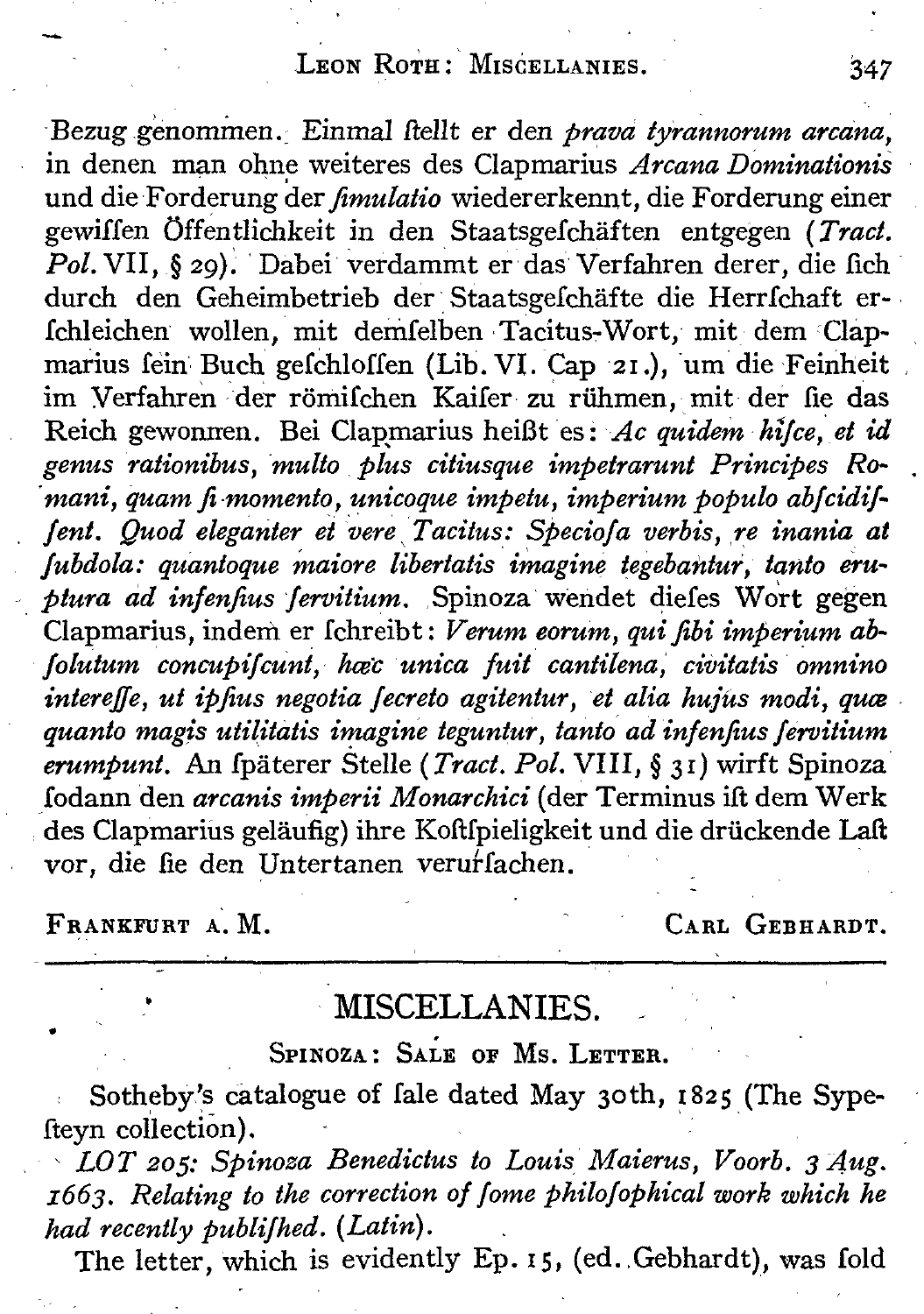Bezug genommen. Einmal ſtellt er den *prava tyrannorum arcana*, in denen man ohne weiteres des Clapmarius *Arcana Dominationis* und die Forderung der *ſimulatio* wiedererkennt, die Forderung einer gewiſſen Öffentlichkeit in den Staatsgeſchäften entgegen (*Tract. Pol.* VII, § 29). Dabei verdammt er das Verfahren derer, die ſich durch den Geheimbetrieb der Staatsgeſchäfte die Herrſchaft erſchleichen wollen, mit demſelben Tacitus-Wort, mit dem Clapmarius ſein Buch geſchloſſen (Lib. VI. Cap 21.), um die Feinheit im Verfahren der römiſchen Kaiſer zu rühmen, mit der ſie das Reich gewonnen. Bei Clapmarius heißt es: *Ac quidem hiſce, et id genus rationibus, multo plus citiusque impetrarunt Principes Romani, quam ſi momento, unicoque impetu, imperium populo abſcidiſſent. Quod eleganter et vere Tacitus: Specioſa verbis, re inania at ſubdola: quantoque maiore libertatis imagine tegebantur, tanto eruptura ad infenſius ſervitium.* Spinoza wendet dieſes Wort gegen Clapmarius, indem er ſchreibt: *Verum eorum, qui ſibi imperium abſolutum concupiſcunt, hæc unica fuit cantilena, civitatis omnino intereſſe, ut ipſius negotia ſecreto agitentur, et alia hujus modi, quæ quanto magis utilitatis imagine teguntur, tanto ad infenſius ſervitium erumpunt.* An ſpäterer Stelle (*Tract. Pol.* VIII, § 31) wirft Spinoza ſodann den *arcanis imperii Monarchici* (der Terminus iſt dem Werk des Clapmarius geläufig) ihre Koſtſpieligkeit und die drückende Laſt vor, die ſie den Untertanen verurſachen.

FRANKFURT A. M. — CARL GEBHARDT.

---

# MISCELLANIES.

## SPINOZA: SALE OF MS. LETTER.

Sotheby's catalogue of ſale dated May 30th, 1825 (The Sypeſteyn collection).

*LOT 205: Spinoza Benedictus to Louis Maierus, Voorb. 3 Aug. 1663. Relating to the correction of ſome philoſophical work which he had recently publiſhed. (Latin).*

The letter, which is evidently Ep. 15, (ed. Gebhardt), was ſold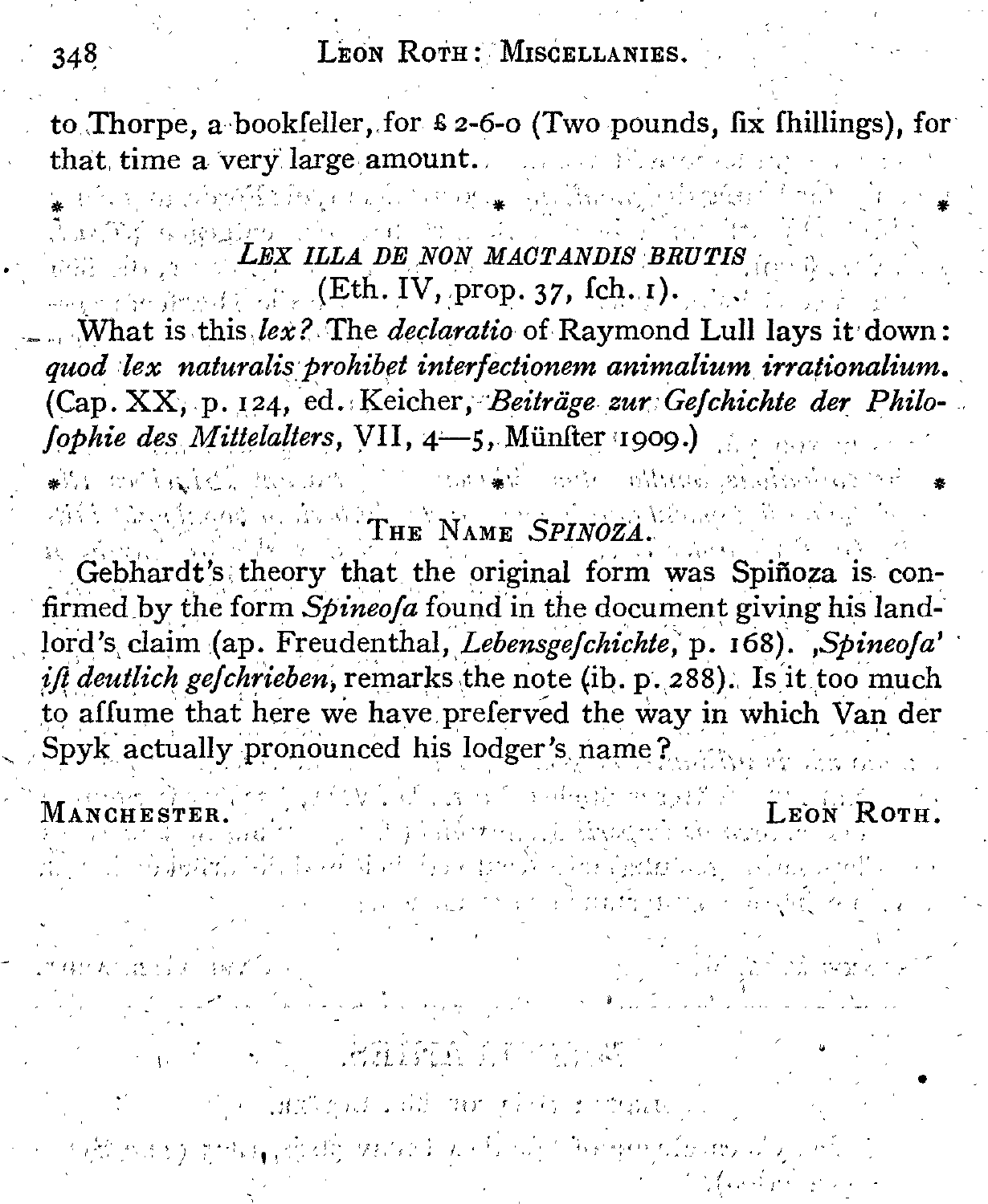to Thorpe, a bookfeller, for £ 2-6-0 (Two pounds, fix fhillings), for that time a very large amount.

\*    \*    \*

### *LEX ILLA DE NON MACTANDIS BRUTIS*

(Eth. IV, prop. 37, fch. 1).

What is this *lex?* The *declaratio* of Raymond Lull lays it down: ***quod lex naturalis prohibet interfectionem animalium irrationalium.*** (Cap. XX, p. 124, ed. Keicher, *Beiträge zur Gefchichte der Philofophie des Mittelalters*, VII, 4—5, Münfter 1909.)

\*    \*    \*

### THE NAME *SPINOZA*.

Gebhardt's theory that the original form was Spiñoza is confirmed by the form *Spineofa* found in the document giving his landlord's claim (ap. Freudenthal, *Lebensgefchichte*, p. 168). *,Spineofa' ift deutlich gefchrieben*, remarks the note (ib. p. 288). Is it too much to affume that here we have preferved the way in which Van der Spyk actually pronounced his lodger's name?

MANCHESTER.    LEON ROTH.